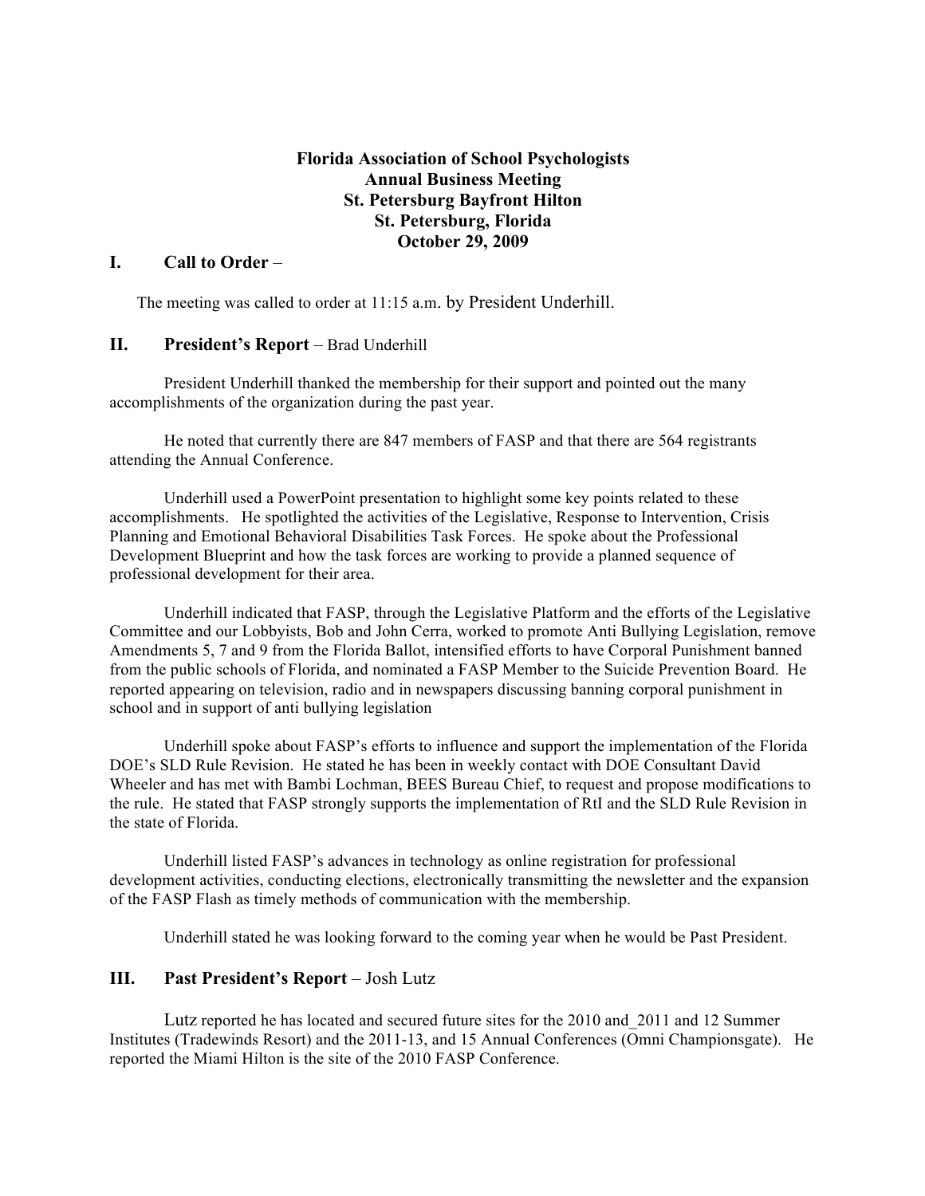**Florida Association of School Psychologists**
**Annual Business Meeting**
**St. Petersburg Bayfront Hilton**
**St. Petersburg, Florida**
**October 29, 2009**

## I. Call to Order –

The meeting was called to order at 11:15 a.m. by President Underhill.

## II. President's Report – Brad Underhill

President Underhill thanked the membership for their support and pointed out the many accomplishments of the organization during the past year.

He noted that currently there are 847 members of FASP and that there are 564 registrants attending the Annual Conference.

Underhill used a PowerPoint presentation to highlight some key points related to these accomplishments. He spotlighted the activities of the Legislative, Response to Intervention, Crisis Planning and Emotional Behavioral Disabilities Task Forces. He spoke about the Professional Development Blueprint and how the task forces are working to provide a planned sequence of professional development for their area.

Underhill indicated that FASP, through the Legislative Platform and the efforts of the Legislative Committee and our Lobbyists, Bob and John Cerra, worked to promote Anti Bullying Legislation, remove Amendments 5, 7 and 9 from the Florida Ballot, intensified efforts to have Corporal Punishment banned from the public schools of Florida, and nominated a FASP Member to the Suicide Prevention Board. He reported appearing on television, radio and in newspapers discussing banning corporal punishment in school and in support of anti bullying legislation

Underhill spoke about FASP's efforts to influence and support the implementation of the Florida DOE's SLD Rule Revision. He stated he has been in weekly contact with DOE Consultant David Wheeler and has met with Bambi Lochman, BEES Bureau Chief, to request and propose modifications to the rule. He stated that FASP strongly supports the implementation of RtI and the SLD Rule Revision in the state of Florida.

Underhill listed FASP's advances in technology as online registration for professional development activities, conducting elections, electronically transmitting the newsletter and the expansion of the FASP Flash as timely methods of communication with the membership.

Underhill stated he was looking forward to the coming year when he would be Past President.

## III. Past President's Report – Josh Lutz

Lutz reported he has located and secured future sites for the 2010 and_2011 and 12 Summer Institutes (Tradewinds Resort) and the 2011-13, and 15 Annual Conferences (Omni Championsgate). He reported the Miami Hilton is the site of the 2010 FASP Conference.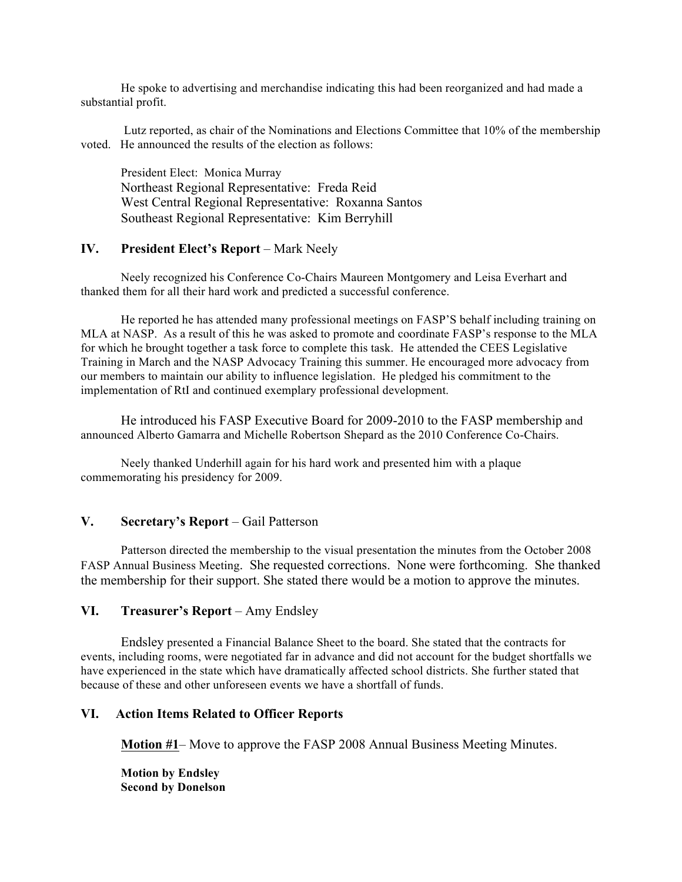He spoke to advertising and merchandise indicating this had been reorganized and had made a substantial profit.

Lutz reported, as chair of the Nominations and Elections Committee that 10% of the membership voted. He announced the results of the election as follows:

President Elect: Monica Murray
Northeast Regional Representative: Freda Reid
West Central Regional Representative: Roxanna Santos
Southeast Regional Representative: Kim Berryhill

## IV. **President Elect's Report** – Mark Neely

Neely recognized his Conference Co-Chairs Maureen Montgomery and Leisa Everhart and thanked them for all their hard work and predicted a successful conference.

He reported he has attended many professional meetings on FASP'S behalf including training on MLA at NASP. As a result of this he was asked to promote and coordinate FASP's response to the MLA for which he brought together a task force to complete this task. He attended the CEES Legislative Training in March and the NASP Advocacy Training this summer. He encouraged more advocacy from our members to maintain our ability to influence legislation. He pledged his commitment to the implementation of RtI and continued exemplary professional development.

He introduced his FASP Executive Board for 2009-2010 to the FASP membership and announced Alberto Gamarra and Michelle Robertson Shepard as the 2010 Conference Co-Chairs.

Neely thanked Underhill again for his hard work and presented him with a plaque commemorating his presidency for 2009.

## V. **Secretary's Report** – Gail Patterson

Patterson directed the membership to the visual presentation the minutes from the October 2008 FASP Annual Business Meeting. She requested corrections. None were forthcoming. She thanked the membership for their support. She stated there would be a motion to approve the minutes.

## VI. **Treasurer's Report** – Amy Endsley

Endsley presented a Financial Balance Sheet to the board. She stated that the contracts for events, including rooms, were negotiated far in advance and did not account for the budget shortfalls we have experienced in the state which have dramatically affected school districts. She further stated that because of these and other unforeseen events we have a shortfall of funds.

## VI. **Action Items Related to Officer Reports**

**Motion #1**– Move to approve the FASP 2008 Annual Business Meeting Minutes.

**Motion by Endsley**
**Second by Donelson**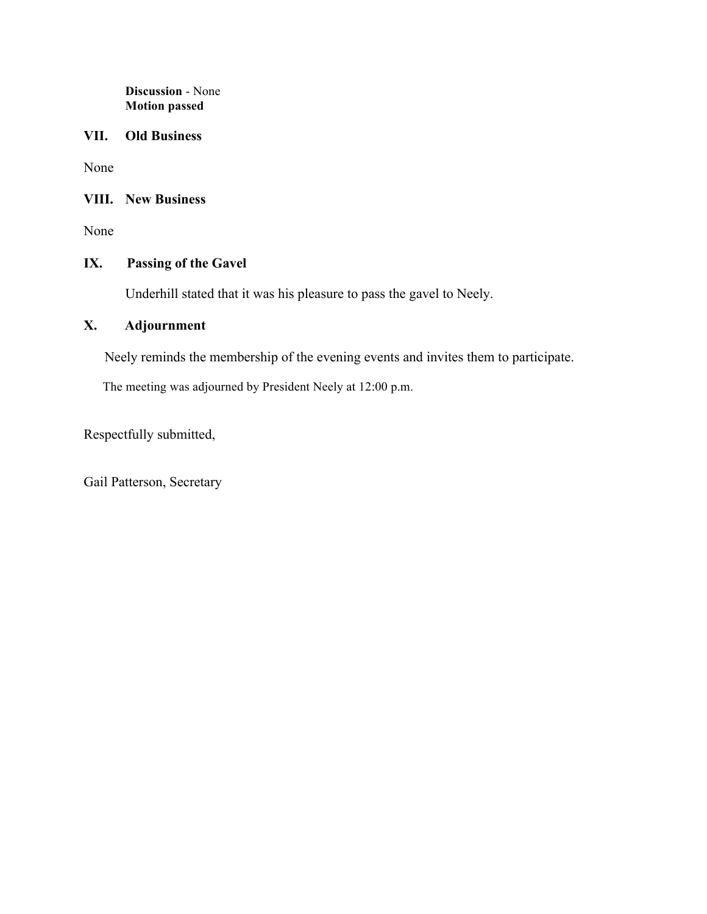**Discussion** - None
**Motion passed**

## VII. Old Business

None

## VIII. New Business

None

## IX. Passing of the Gavel

Underhill stated that it was his pleasure to pass the gavel to Neely.

## X. Adjournment

Neely reminds the membership of the evening events and invites them to participate.

The meeting was adjourned by President Neely at 12:00 p.m.

Respectfully submitted,

Gail Patterson, Secretary